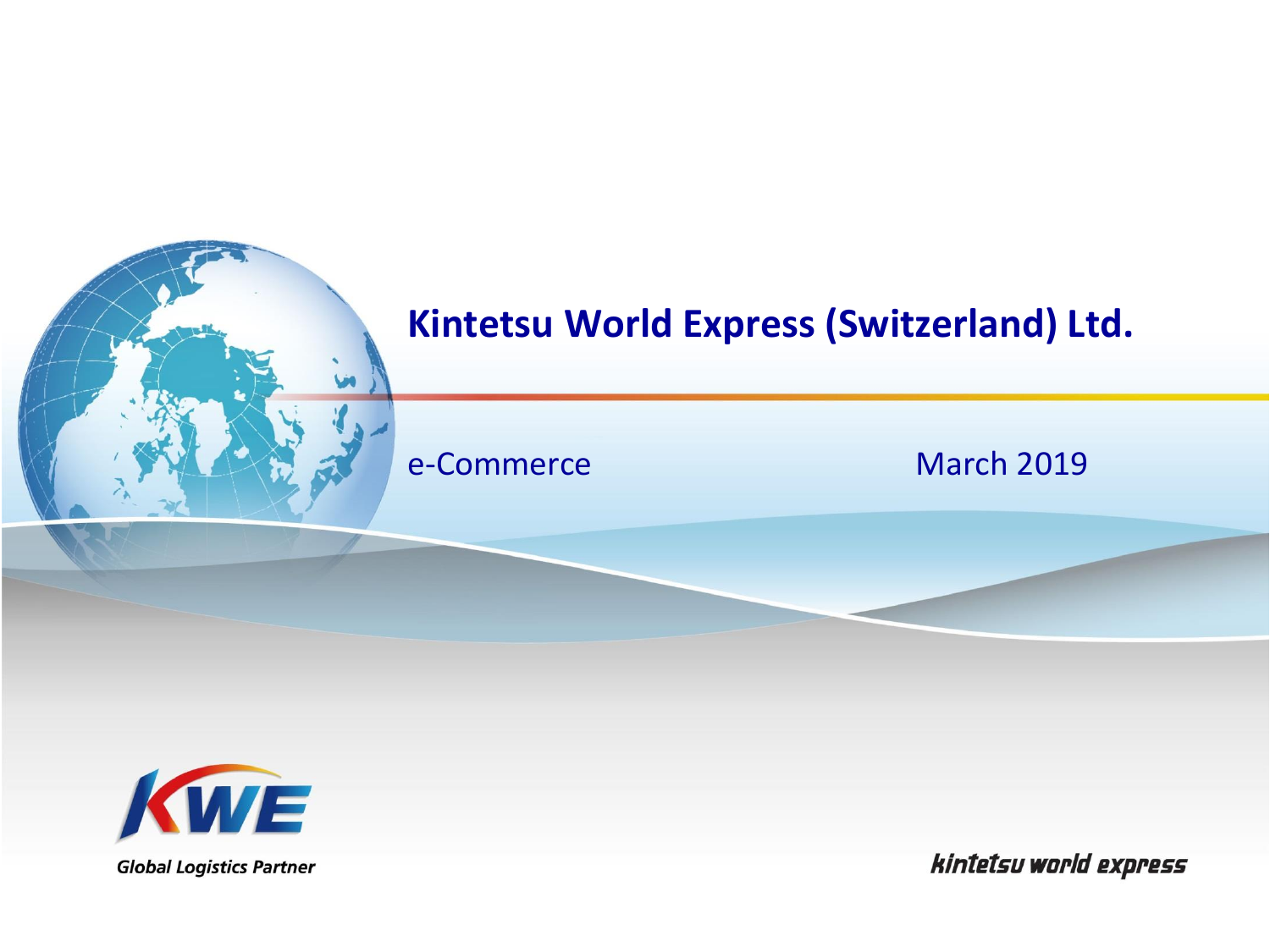# Kintetsu World Express (Switzerland) Ltd.

e-Commerce

March 2019

KWE

Global Logistics Partner

kintetsu world express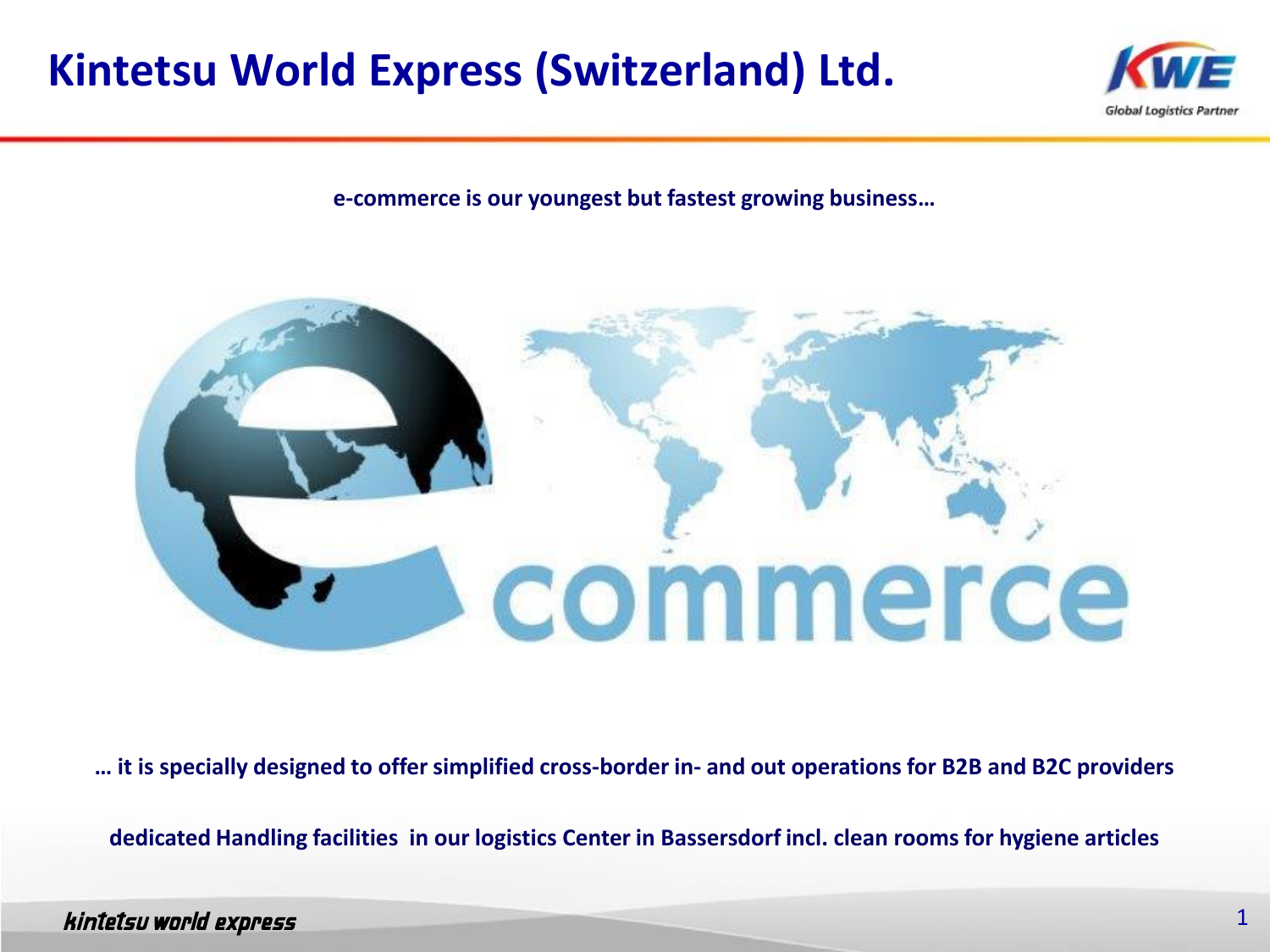# Kintetsu World Express (Switzerland) Ltd.

**e-commerce is our youngest but fastest growing business…**

**… it is specially designed to offer simplified cross-border in- and out operations for B2B and B2C providers**

**dedicated Handling facilities in our logistics Center in Bassersdorf incl. clean rooms for hygiene articles**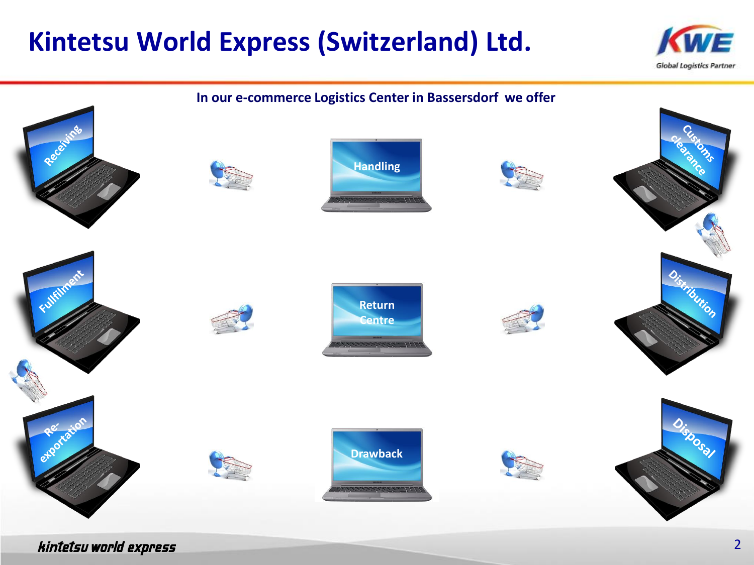# Kintetsu World Express (Switzerland) Ltd.

**In our e-commerce Logistics Center in Bassersdorf we offer**

- Receiving
- Handling
- Customs clearance
- Fullfilment
- Return Centre
- Distribution
- Re-exportation
- Drawback
- Disposal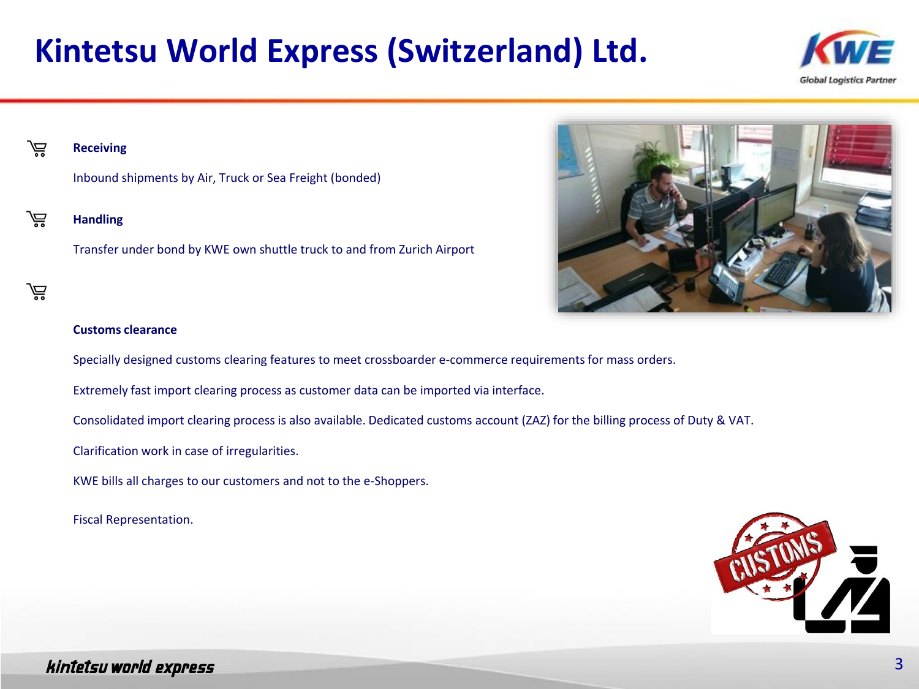# Kintetsu World Express (Switzerland) Ltd.

**Receiving**

Inbound shipments by Air, Truck or Sea Freight (bonded)

**Handling**

Transfer under bond by KWE own shuttle truck to and from Zurich Airport

**Customs clearance**

Specially designed customs clearing features to meet crossboarder e-commerce requirements for mass orders.

Extremely fast import clearing process as customer data can be imported via interface.

Consolidated import clearing process is also available. Dedicated customs account (ZAZ) for the billing process of Duty & VAT.

Clarification work in case of irregularities.

KWE bills all charges to our customers and not to the e-Shoppers.

Fiscal Representation.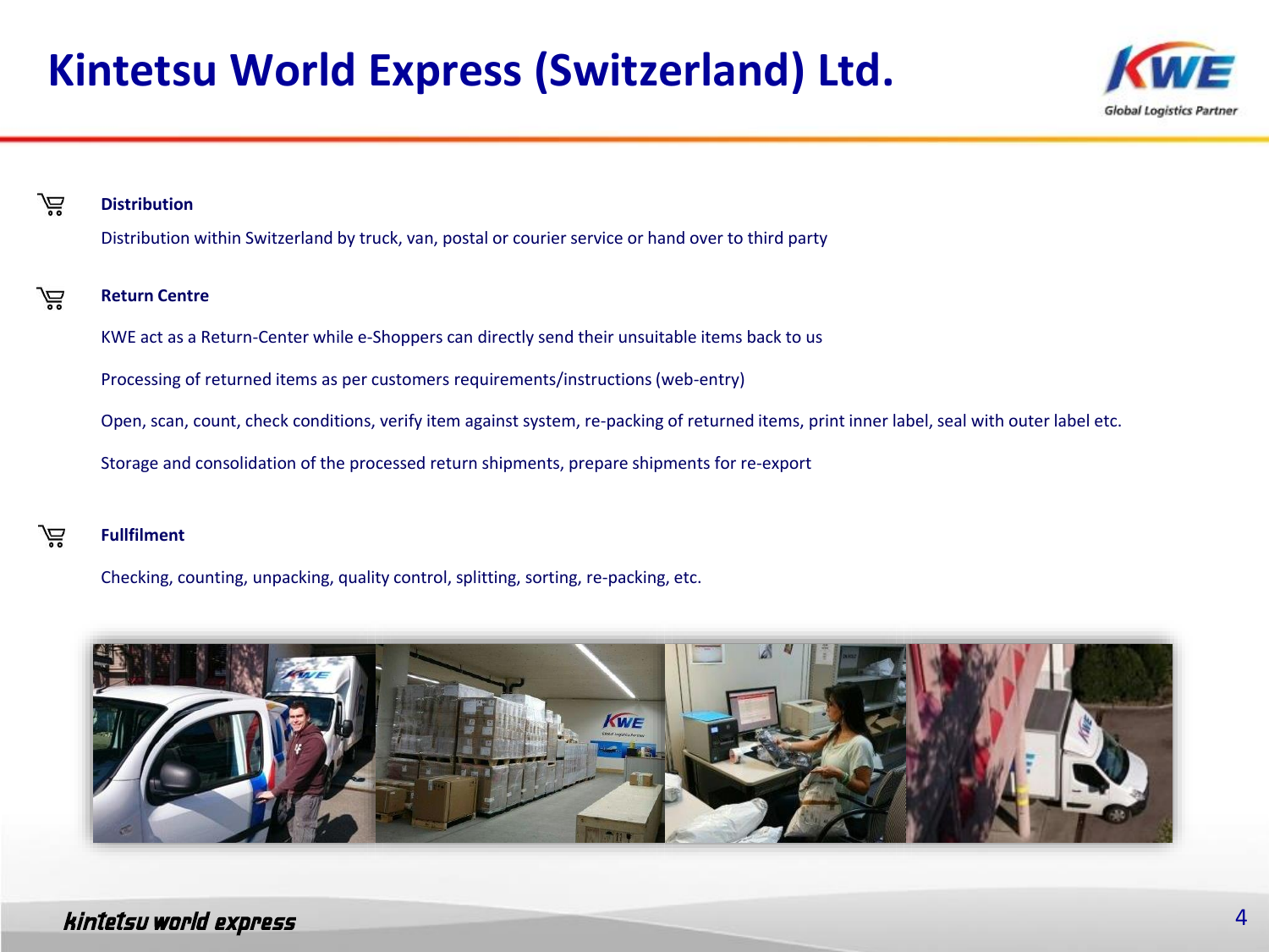# Kintetsu World Express (Switzerland) Ltd.

### Distribution

Distribution within Switzerland by truck, van, postal or courier service or hand over to third party

### Return Centre

KWE act as a Return-Center while e-Shoppers can directly send their unsuitable items back to us

Processing of returned items as per customers requirements/instructions (web-entry)

Open, scan, count, check conditions, verify item against system, re-packing of returned items, print inner label, seal with outer label etc.

Storage and consolidation of the processed return shipments, prepare shipments for re-export

### Fullfilment

Checking, counting, unpacking, quality control, splitting, sorting, re-packing, etc.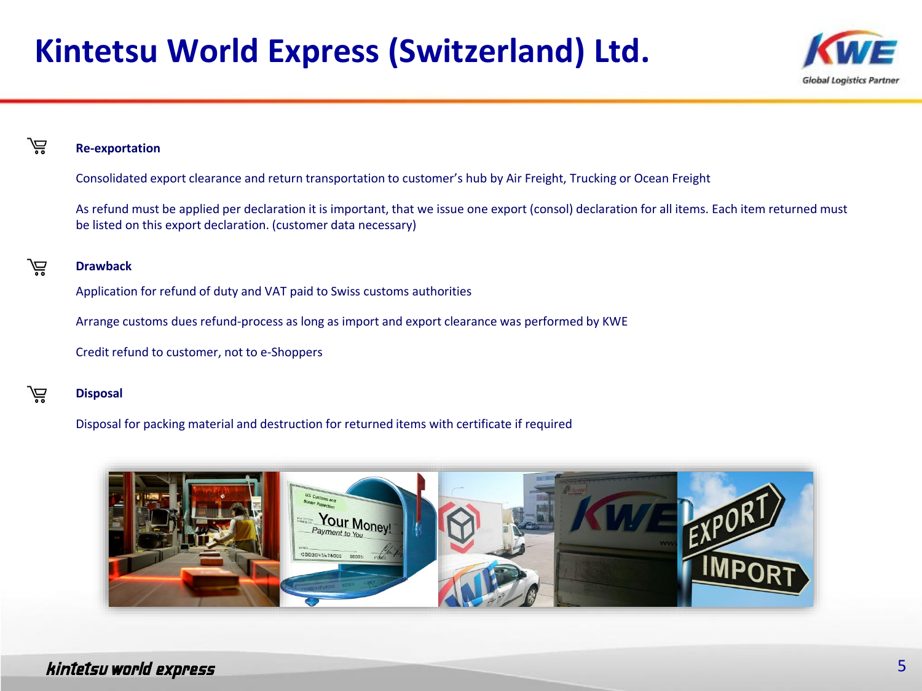# Kintetsu World Express (Switzerland) Ltd.

### Re-exportation

Consolidated export clearance and return transportation to customer's hub by Air Freight, Trucking or Ocean Freight

As refund must be applied per declaration it is important, that we issue one export (consol) declaration for all items. Each item returned must be listed on this export declaration. (customer data necessary)

### Drawback

Application for refund of duty and VAT paid to Swiss customs authorities

Arrange customs dues refund-process as long as import and export clearance was performed by KWE

Credit refund to customer, not to e-Shoppers

### Disposal

Disposal for packing material and destruction for returned items with certificate if required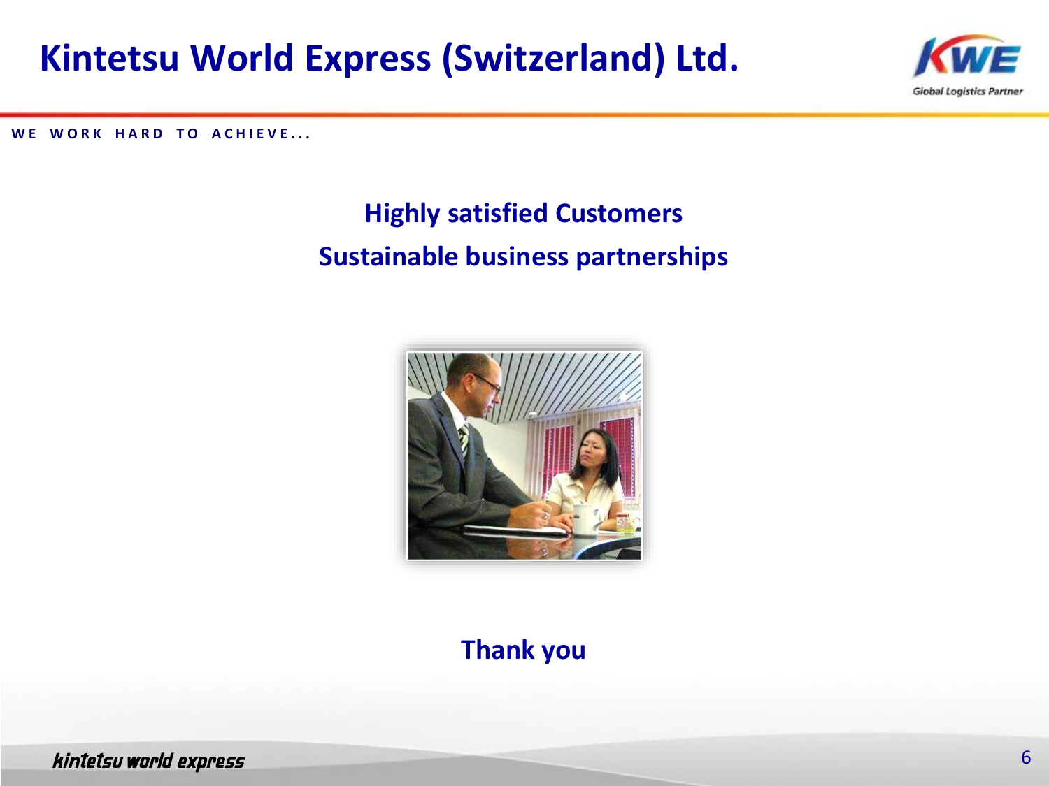# Kintetsu World Express (Switzerland) Ltd.

WE WORK HARD TO ACHIEVE...

**Highly satisfied Customers**

**Sustainable business partnerships**

**Thank you**